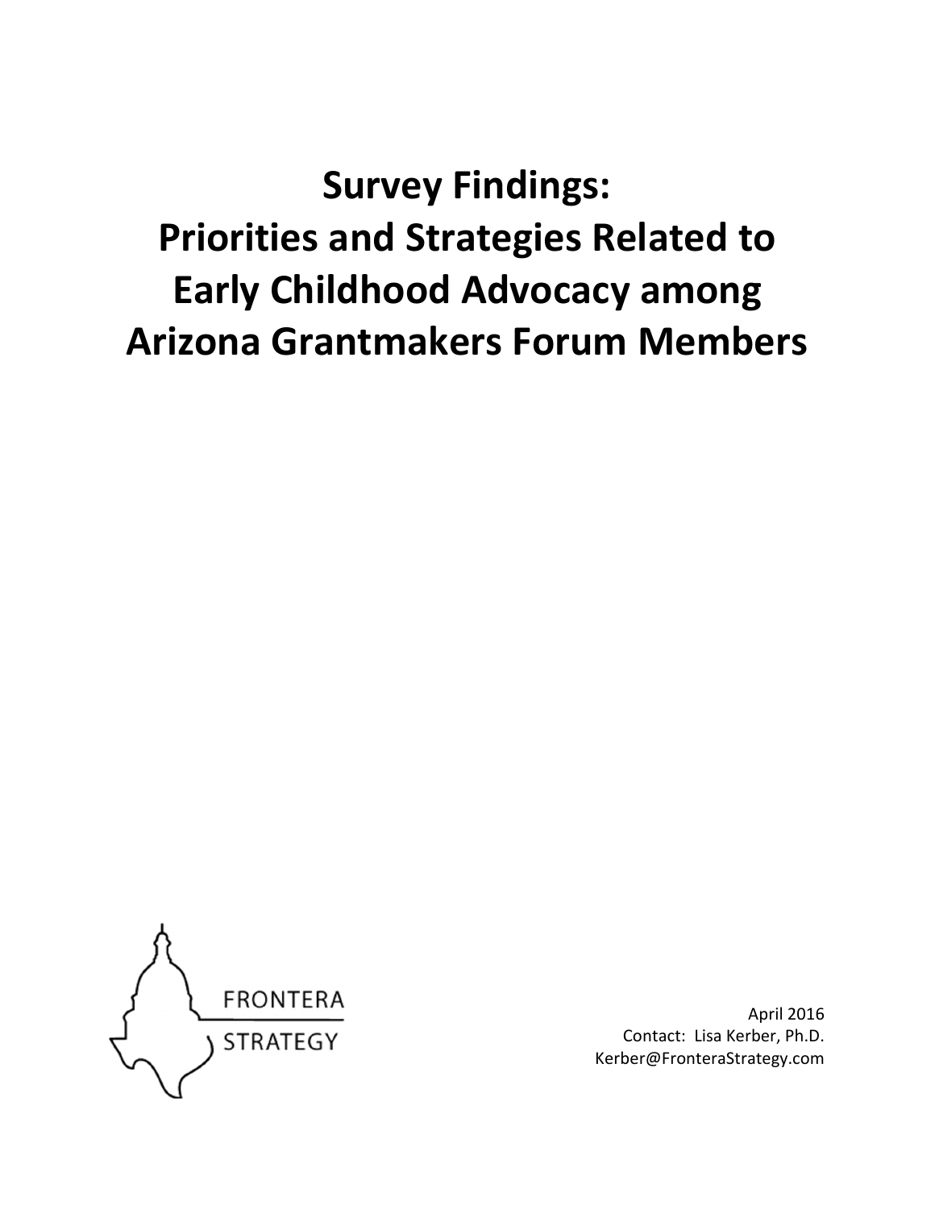# Survey Findings: Priorities and Strategies Related to Early Childhood Advocacy among Arizona Grantmakers Forum Members

FRONTERA STRATEGY

April 2016
Contact: Lisa Kerber, Ph.D.
Kerber@FronteraStrategy.com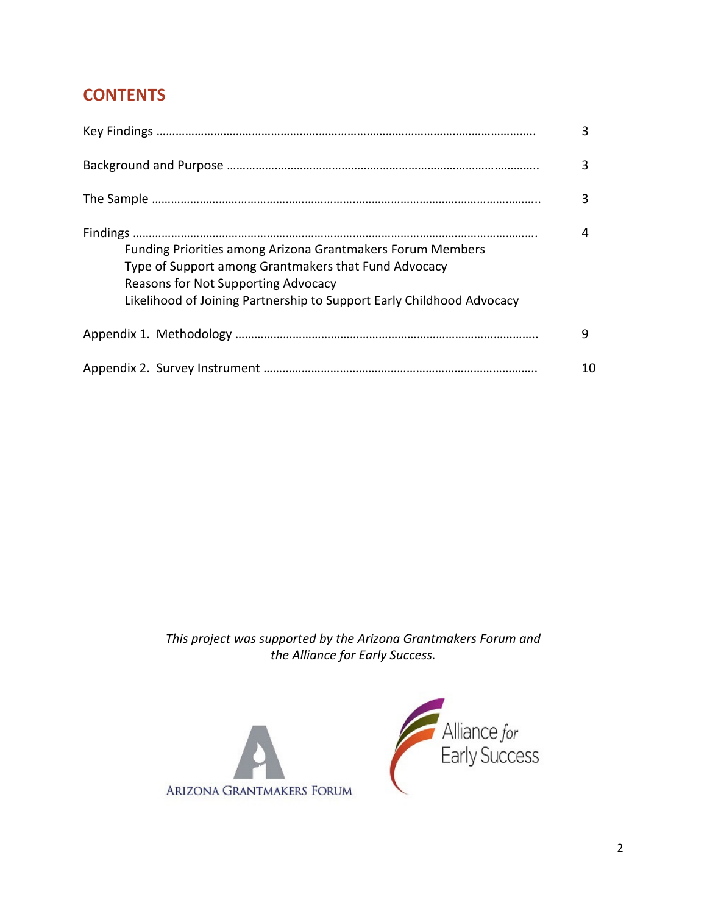## CONTENTS

| | |
|---|---|
| Key Findings | 3 |
| Background and Purpose | 3 |
| The Sample | 3 |
| Findings | 4 |
| Funding Priorities among Arizona Grantmakers Forum Members | |
| Type of Support among Grantmakers that Fund Advocacy | |
| Reasons for Not Supporting Advocacy | |
| Likelihood of Joining Partnership to Support Early Childhood Advocacy | |
| Appendix 1. Methodology | 9 |
| Appendix 2. Survey Instrument | 10 |

*This project was supported by the Arizona Grantmakers Forum and the Alliance for Early Success.*

Arizona Grantmakers Forum

Alliance for Early Success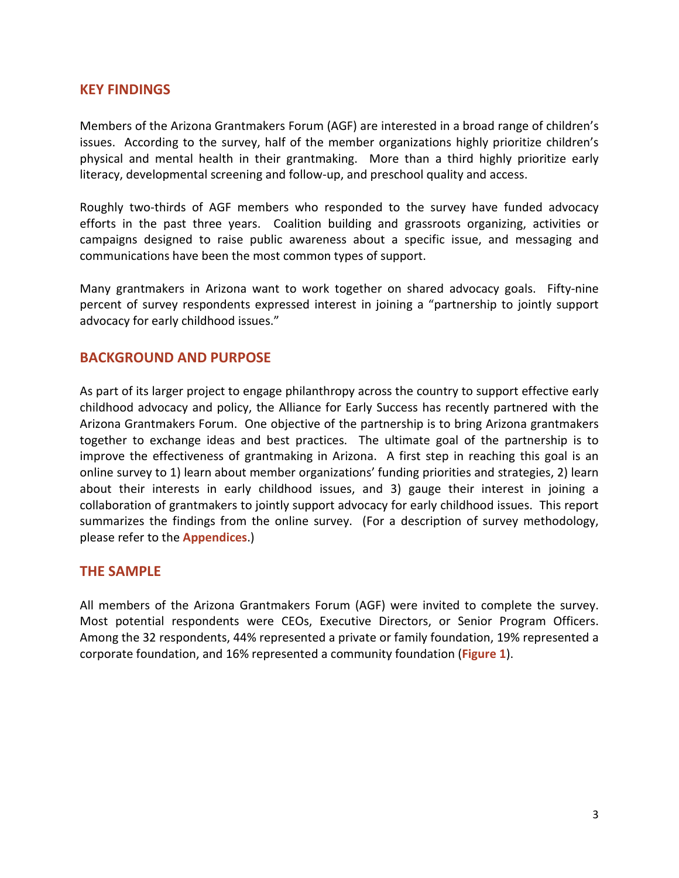## KEY FINDINGS

Members of the Arizona Grantmakers Forum (AGF) are interested in a broad range of children's issues. According to the survey, half of the member organizations highly prioritize children's physical and mental health in their grantmaking. More than a third highly prioritize early literacy, developmental screening and follow-up, and preschool quality and access.

Roughly two-thirds of AGF members who responded to the survey have funded advocacy efforts in the past three years. Coalition building and grassroots organizing, activities or campaigns designed to raise public awareness about a specific issue, and messaging and communications have been the most common types of support.

Many grantmakers in Arizona want to work together on shared advocacy goals. Fifty-nine percent of survey respondents expressed interest in joining a "partnership to jointly support advocacy for early childhood issues."

## BACKGROUND AND PURPOSE

As part of its larger project to engage philanthropy across the country to support effective early childhood advocacy and policy, the Alliance for Early Success has recently partnered with the Arizona Grantmakers Forum. One objective of the partnership is to bring Arizona grantmakers together to exchange ideas and best practices. The ultimate goal of the partnership is to improve the effectiveness of grantmaking in Arizona. A first step in reaching this goal is an online survey to 1) learn about member organizations' funding priorities and strategies, 2) learn about their interests in early childhood issues, and 3) gauge their interest in joining a collaboration of grantmakers to jointly support advocacy for early childhood issues. This report summarizes the findings from the online survey. (For a description of survey methodology, please refer to the **Appendices**.)

## THE SAMPLE

All members of the Arizona Grantmakers Forum (AGF) were invited to complete the survey. Most potential respondents were CEOs, Executive Directors, or Senior Program Officers. Among the 32 respondents, 44% represented a private or family foundation, 19% represented a corporate foundation, and 16% represented a community foundation (**Figure 1**).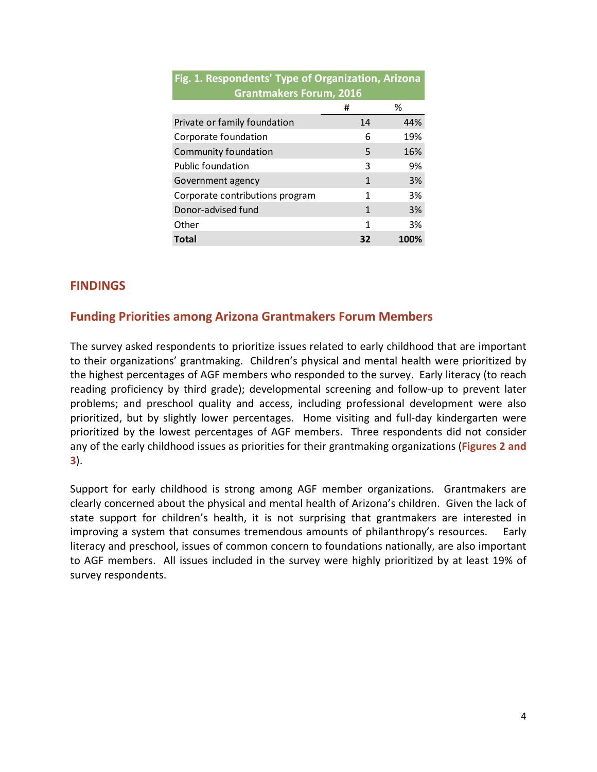**Fig. 1. Respondents' Type of Organization, Arizona Grantmakers Forum, 2016**

| | # | % |
|---|---|---|
| Private or family foundation | 14 | 44% |
| Corporate foundation | 6 | 19% |
| Community foundation | 5 | 16% |
| Public foundation | 3 | 9% |
| Government agency | 1 | 3% |
| Corporate contributions program | 1 | 3% |
| Donor-advised fund | 1 | 3% |
| Other | 1 | 3% |
| **Total** | **32** | **100%** |

## FINDINGS

### Funding Priorities among Arizona Grantmakers Forum Members

The survey asked respondents to prioritize issues related to early childhood that are important to their organizations' grantmaking. Children's physical and mental health were prioritized by the highest percentages of AGF members who responded to the survey. Early literacy (to reach reading proficiency by third grade); developmental screening and follow-up to prevent later problems; and preschool quality and access, including professional development were also prioritized, but by slightly lower percentages. Home visiting and full-day kindergarten were prioritized by the lowest percentages of AGF members. Three respondents did not consider any of the early childhood issues as priorities for their grantmaking organizations (**Figures 2 and 3**).

Support for early childhood is strong among AGF member organizations. Grantmakers are clearly concerned about the physical and mental health of Arizona's children. Given the lack of state support for children's health, it is not surprising that grantmakers are interested in improving a system that consumes tremendous amounts of philanthropy's resources. Early literacy and preschool, issues of common concern to foundations nationally, are also important to AGF members. All issues included in the survey were highly prioritized by at least 19% of survey respondents.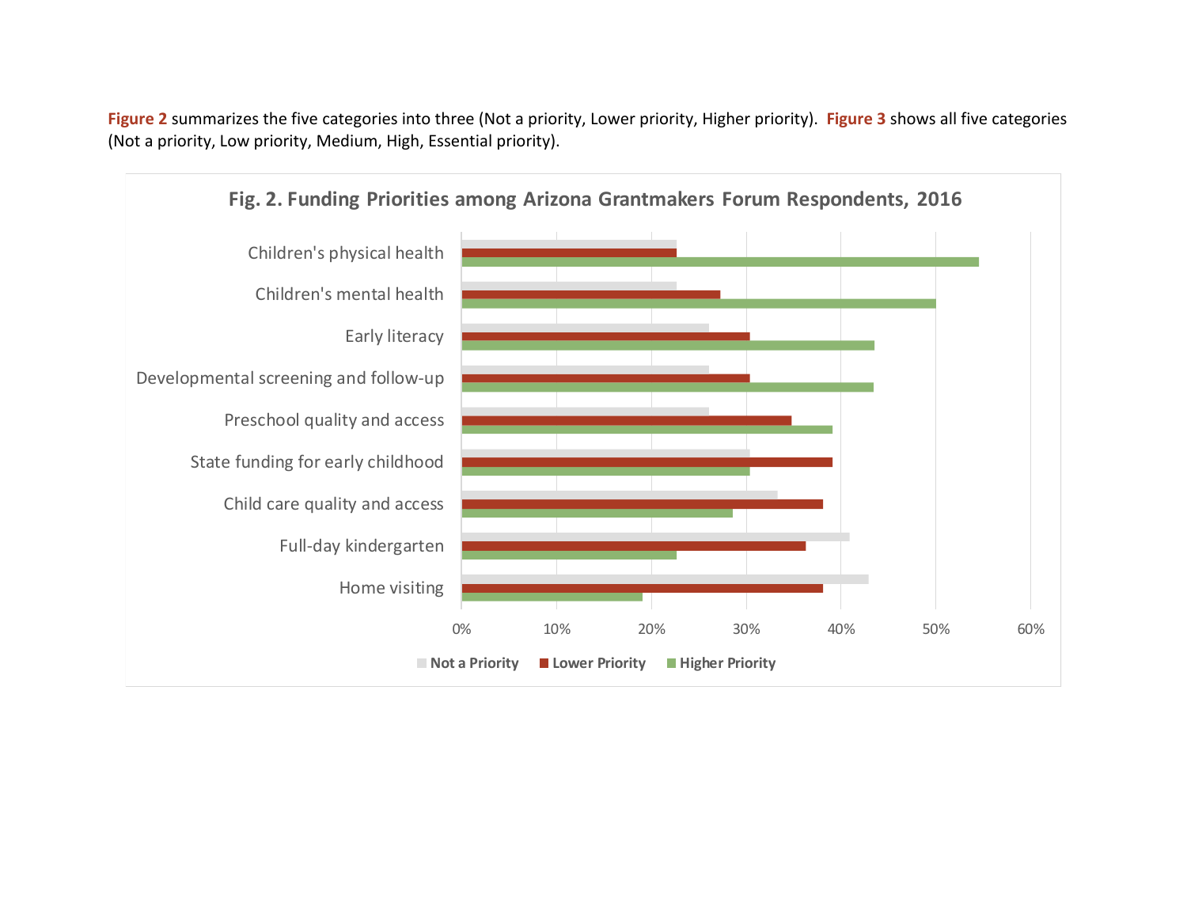**Figure 2** summarizes the five categories into three (Not a priority, Lower priority, Higher priority). **Figure 3** shows all five categories (Not a priority, Low priority, Medium, High, Essential priority).

**Fig. 2. Funding Priorities among Arizona Grantmakers Forum Respondents, 2016**

| Category | Not a Priority | Lower Priority | Higher Priority |
|---|---|---|---|
| Children's physical health | ~23% | ~23% | ~55% |
| Children's mental health | ~23% | ~27% | ~50% |
| Early literacy | ~26% | ~30% | ~43% |
| Developmental screening and follow-up | ~26% | ~30% | ~43% |
| Preschool quality and access | ~26% | ~35% | ~39% |
| State funding for early childhood | ~30% | ~39% | ~30% |
| Child care quality and access | ~33% | ~38% | ~29% |
| Full-day kindergarten | ~41% | ~36% | ~23% |
| Home visiting | ~43% | ~38% | ~19% |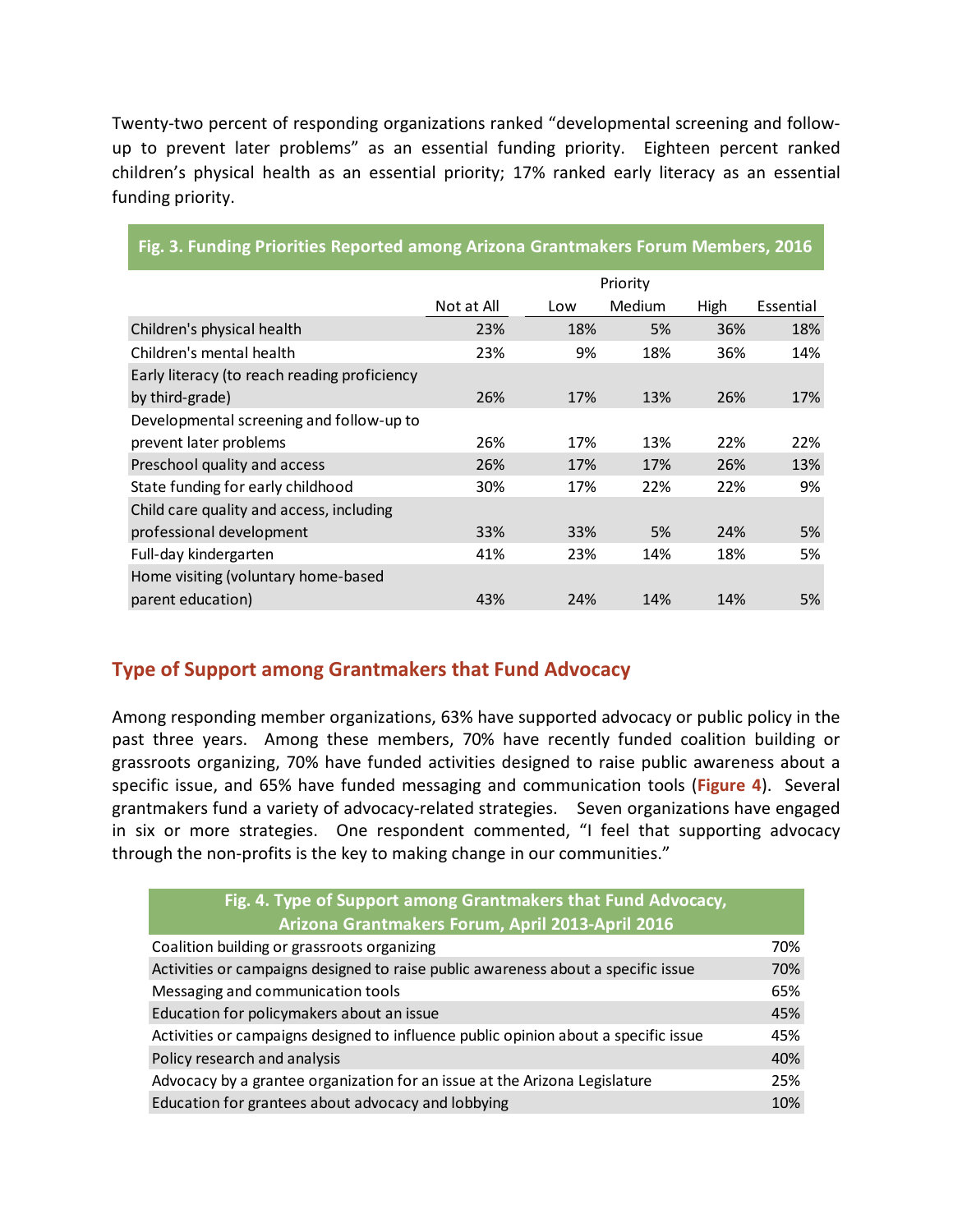Twenty-two percent of responding organizations ranked "developmental screening and follow-up to prevent later problems" as an essential funding priority. Eighteen percent ranked children's physical health as an essential priority; 17% ranked early literacy as an essential funding priority.

**Fig. 3. Funding Priorities Reported among Arizona Grantmakers Forum Members, 2016**

| | Priority | | | | |
|---|---|---|---|---|---|
| | Not at All | Low | Medium | High | Essential |
| Children's physical health | 23% | 18% | 5% | 36% | 18% |
| Children's mental health | 23% | 9% | 18% | 36% | 14% |
| Early literacy (to reach reading proficiency by third-grade) | 26% | 17% | 13% | 26% | 17% |
| Developmental screening and follow-up to prevent later problems | 26% | 17% | 13% | 22% | 22% |
| Preschool quality and access | 26% | 17% | 17% | 26% | 13% |
| State funding for early childhood | 30% | 17% | 22% | 22% | 9% |
| Child care quality and access, including professional development | 33% | 33% | 5% | 24% | 5% |
| Full-day kindergarten | 41% | 23% | 14% | 18% | 5% |
| Home visiting (voluntary home-based parent education) | 43% | 24% | 14% | 14% | 5% |

## Type of Support among Grantmakers that Fund Advocacy

Among responding member organizations, 63% have supported advocacy or public policy in the past three years. Among these members, 70% have recently funded coalition building or grassroots organizing, 70% have funded activities designed to raise public awareness about a specific issue, and 65% have funded messaging and communication tools (**Figure 4**). Several grantmakers fund a variety of advocacy-related strategies. Seven organizations have engaged in six or more strategies. One respondent commented, "I feel that supporting advocacy through the non-profits is the key to making change in our communities."

**Fig. 4. Type of Support among Grantmakers that Fund Advocacy, Arizona Grantmakers Forum, April 2013-April 2016**

| Type of Support | % |
|---|---|
| Coalition building or grassroots organizing | 70% |
| Activities or campaigns designed to raise public awareness about a specific issue | 70% |
| Messaging and communication tools | 65% |
| Education for policymakers about an issue | 45% |
| Activities or campaigns designed to influence public opinion about a specific issue | 45% |
| Policy research and analysis | 40% |
| Advocacy by a grantee organization for an issue at the Arizona Legislature | 25% |
| Education for grantees about advocacy and lobbying | 10% |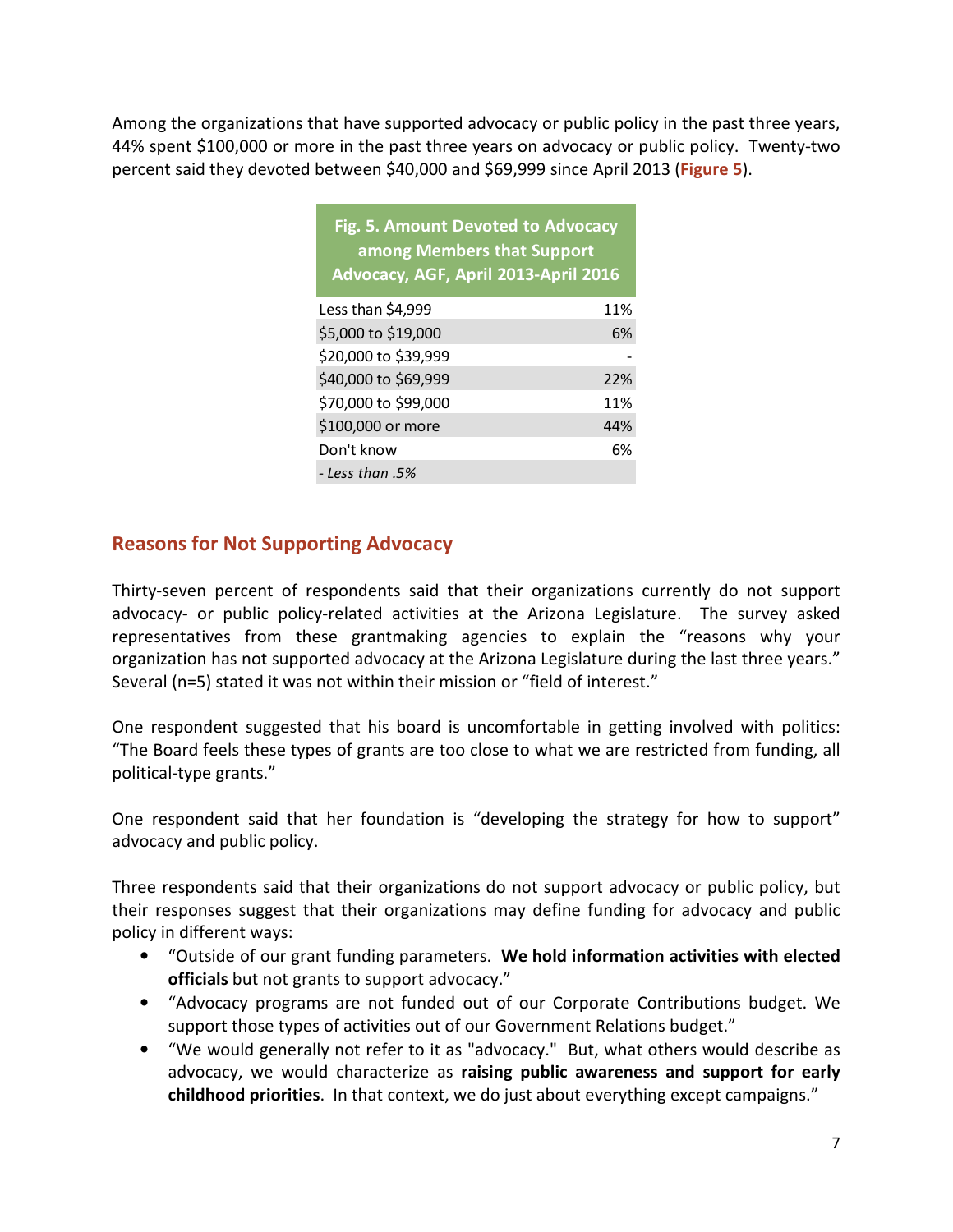Among the organizations that have supported advocacy or public policy in the past three years, 44% spent $100,000 or more in the past three years on advocacy or public policy. Twenty-two percent said they devoted between $40,000 and $69,999 since April 2013 (**Figure 5**).

| Fig. 5. Amount Devoted to Advocacy among Members that Support Advocacy, AGF, April 2013-April 2016 | |
|---|---|
| Less than $4,999 | 11% |
| $5,000 to $19,000 | 6% |
| $20,000 to $39,999 | - |
| $40,000 to $69,999 | 22% |
| $70,000 to $99,000 | 11% |
| $100,000 or more | 44% |
| Don't know | 6% |
| *- Less than .5%* | |

## Reasons for Not Supporting Advocacy

Thirty-seven percent of respondents said that their organizations currently do not support advocacy- or public policy-related activities at the Arizona Legislature. The survey asked representatives from these grantmaking agencies to explain the "reasons why your organization has not supported advocacy at the Arizona Legislature during the last three years." Several (n=5) stated it was not within their mission or "field of interest."

One respondent suggested that his board is uncomfortable in getting involved with politics: "The Board feels these types of grants are too close to what we are restricted from funding, all political-type grants."

One respondent said that her foundation is "developing the strategy for how to support" advocacy and public policy.

Three respondents said that their organizations do not support advocacy or public policy, but their responses suggest that their organizations may define funding for advocacy and public policy in different ways:

- "Outside of our grant funding parameters. **We hold information activities with elected officials** but not grants to support advocacy."
- "Advocacy programs are not funded out of our Corporate Contributions budget. We support those types of activities out of our Government Relations budget."
- "We would generally not refer to it as "advocacy." But, what others would describe as advocacy, we would characterize as **raising public awareness and support for early childhood priorities**. In that context, we do just about everything except campaigns."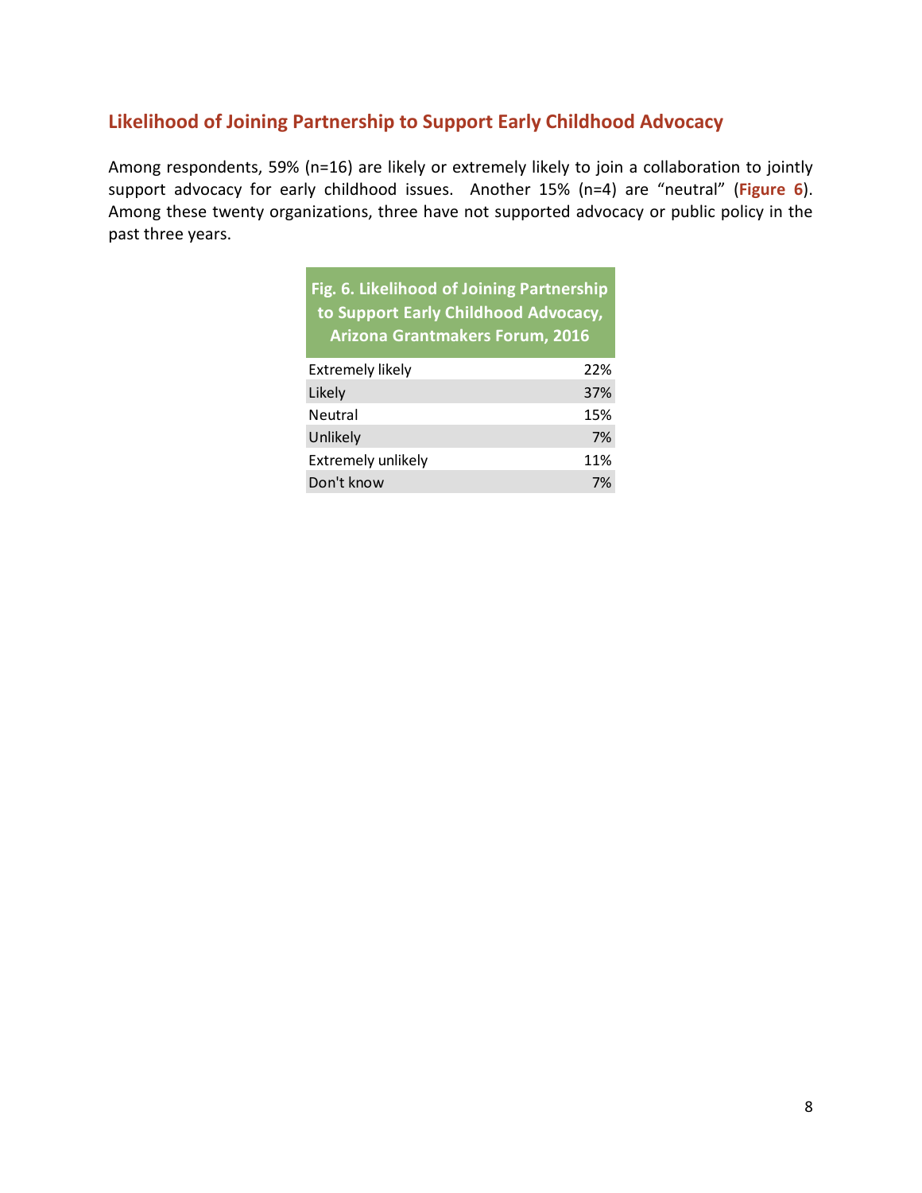## Likelihood of Joining Partnership to Support Early Childhood Advocacy

Among respondents, 59% (n=16) are likely or extremely likely to join a collaboration to jointly support advocacy for early childhood issues. Another 15% (n=4) are "neutral" (**Figure 6**). Among these twenty organizations, three have not supported advocacy or public policy in the past three years.

**Fig. 6. Likelihood of Joining Partnership to Support Early Childhood Advocacy, Arizona Grantmakers Forum, 2016**

| Response | Percent |
|---|---|
| Extremely likely | 22% |
| Likely | 37% |
| Neutral | 15% |
| Unlikely | 7% |
| Extremely unlikely | 11% |
| Don't know | 7% |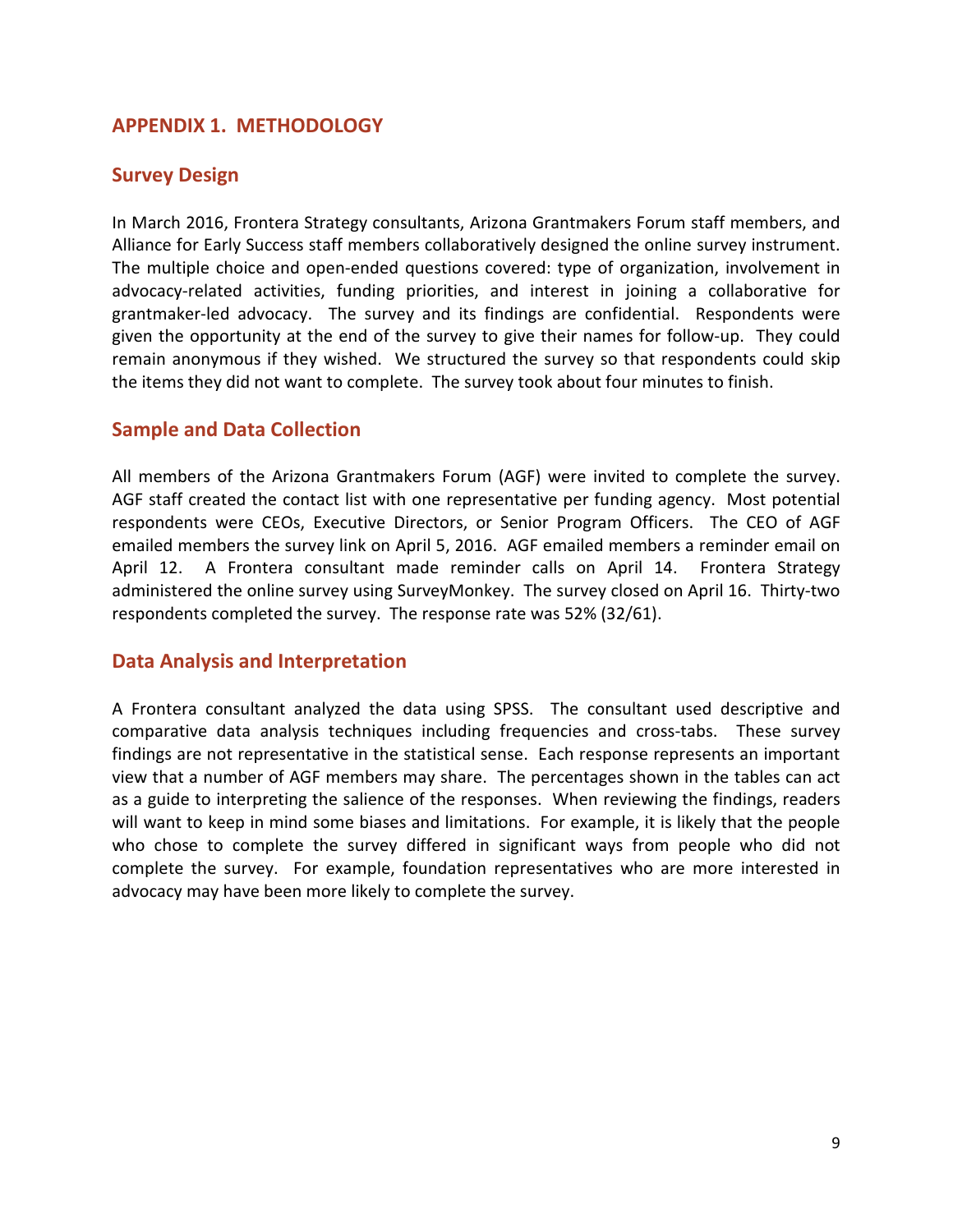## APPENDIX 1. METHODOLOGY

### Survey Design

In March 2016, Frontera Strategy consultants, Arizona Grantmakers Forum staff members, and Alliance for Early Success staff members collaboratively designed the online survey instrument. The multiple choice and open-ended questions covered: type of organization, involvement in advocacy-related activities, funding priorities, and interest in joining a collaborative for grantmaker-led advocacy. The survey and its findings are confidential. Respondents were given the opportunity at the end of the survey to give their names for follow-up. They could remain anonymous if they wished. We structured the survey so that respondents could skip the items they did not want to complete. The survey took about four minutes to finish.

### Sample and Data Collection

All members of the Arizona Grantmakers Forum (AGF) were invited to complete the survey. AGF staff created the contact list with one representative per funding agency. Most potential respondents were CEOs, Executive Directors, or Senior Program Officers. The CEO of AGF emailed members the survey link on April 5, 2016. AGF emailed members a reminder email on April 12. A Frontera consultant made reminder calls on April 14. Frontera Strategy administered the online survey using SurveyMonkey. The survey closed on April 16. Thirty-two respondents completed the survey. The response rate was 52% (32/61).

### Data Analysis and Interpretation

A Frontera consultant analyzed the data using SPSS. The consultant used descriptive and comparative data analysis techniques including frequencies and cross-tabs. These survey findings are not representative in the statistical sense. Each response represents an important view that a number of AGF members may share. The percentages shown in the tables can act as a guide to interpreting the salience of the responses. When reviewing the findings, readers will want to keep in mind some biases and limitations. For example, it is likely that the people who chose to complete the survey differed in significant ways from people who did not complete the survey. For example, foundation representatives who are more interested in advocacy may have been more likely to complete the survey.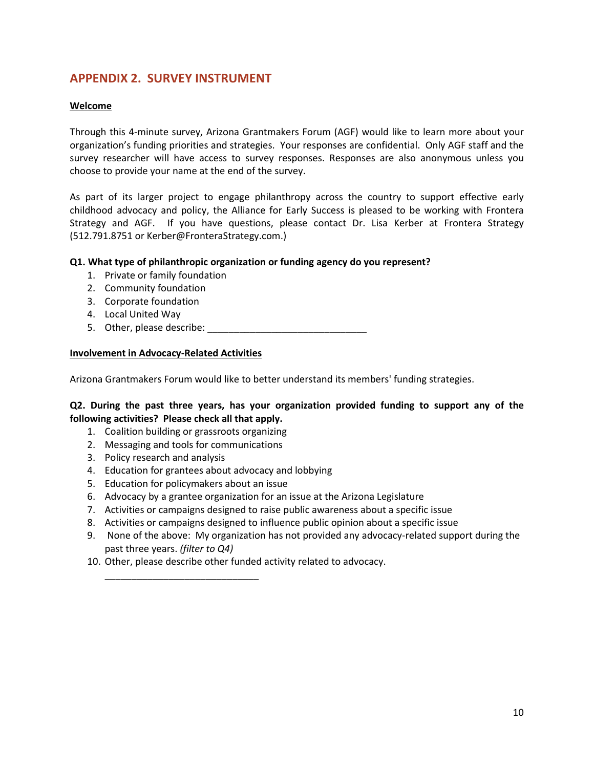## APPENDIX 2. SURVEY INSTRUMENT

**Welcome**

Through this 4-minute survey, Arizona Grantmakers Forum (AGF) would like to learn more about your organization's funding priorities and strategies. Your responses are confidential. Only AGF staff and the survey researcher will have access to survey responses. Responses are also anonymous unless you choose to provide your name at the end of the survey.

As part of its larger project to engage philanthropy across the country to support effective early childhood advocacy and policy, the Alliance for Early Success is pleased to be working with Frontera Strategy and AGF. If you have questions, please contact Dr. Lisa Kerber at Frontera Strategy (512.791.8751 or Kerber@FronteraStrategy.com.)

**Q1. What type of philanthropic organization or funding agency do you represent?**

1. Private or family foundation
2. Community foundation
3. Corporate foundation
4. Local United Way
5. Other, please describe: ______________________________

**Involvement in Advocacy-Related Activities**

Arizona Grantmakers Forum would like to better understand its members' funding strategies.

**Q2. During the past three years, has your organization provided funding to support any of the following activities? Please check all that apply.**

1. Coalition building or grassroots organizing
2. Messaging and tools for communications
3. Policy research and analysis
4. Education for grantees about advocacy and lobbying
5. Education for policymakers about an issue
6. Advocacy by a grantee organization for an issue at the Arizona Legislature
7. Activities or campaigns designed to raise public awareness about a specific issue
8. Activities or campaigns designed to influence public opinion about a specific issue
9. None of the above: My organization has not provided any advocacy-related support during the past three years. *(filter to Q4)*
10. Other, please describe other funded activity related to advocacy.
    ______________________________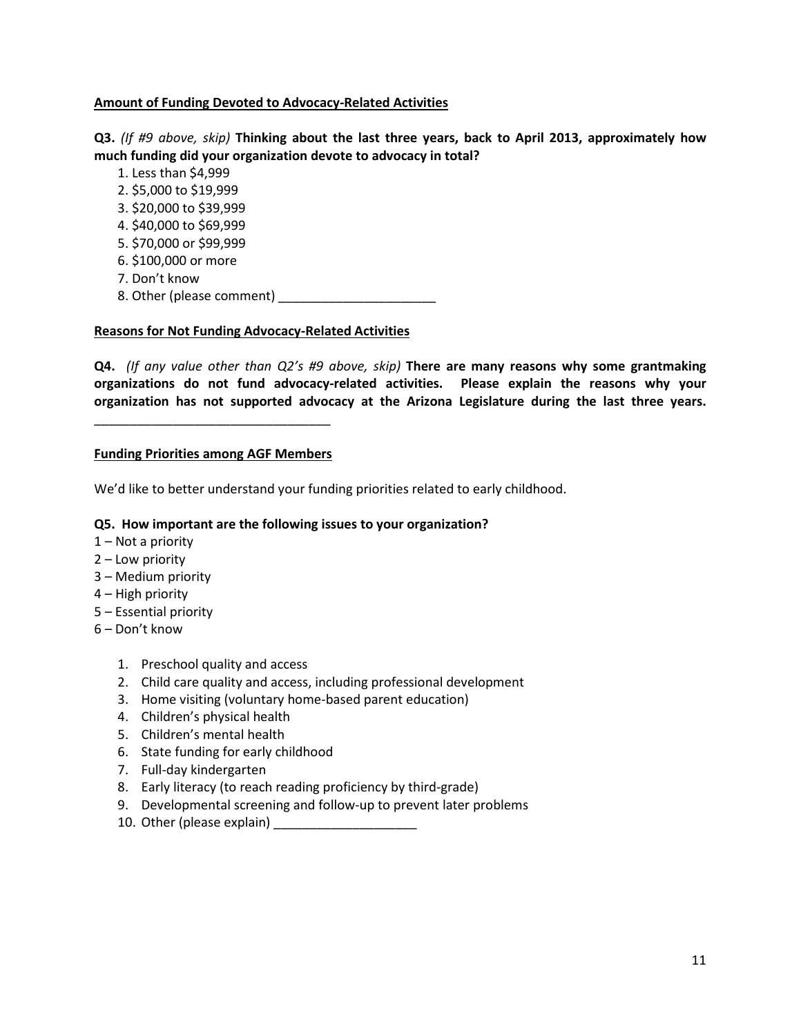**Amount of Funding Devoted to Advocacy-Related Activities**

**Q3.** *(If #9 above, skip)* **Thinking about the last three years, back to April 2013, approximately how much funding did your organization devote to advocacy in total?**

1. Less than $4,999
2. $5,000 to $19,999
3. $20,000 to $39,999
4. $40,000 to $69,999
5. $70,000 or $99,999
6. $100,000 or more
7. Don't know
8. Other (please comment) ______________________

**Reasons for Not Funding Advocacy-Related Activities**

**Q4.** *(If any value other than Q2's #9 above, skip)* **There are many reasons why some grantmaking organizations do not fund advocacy-related activities. Please explain the reasons why your organization has not supported advocacy at the Arizona Legislature during the last three years.** _________________________________

**Funding Priorities among AGF Members**

We'd like to better understand your funding priorities related to early childhood.

**Q5. How important are the following issues to your organization?**

1 – Not a priority
2 – Low priority
3 – Medium priority
4 – High priority
5 – Essential priority
6 – Don't know

1. Preschool quality and access
2. Child care quality and access, including professional development
3. Home visiting (voluntary home-based parent education)
4. Children's physical health
5. Children's mental health
6. State funding for early childhood
7. Full-day kindergarten
8. Early literacy (to reach reading proficiency by third-grade)
9. Developmental screening and follow-up to prevent later problems
10. Other (please explain) ____________________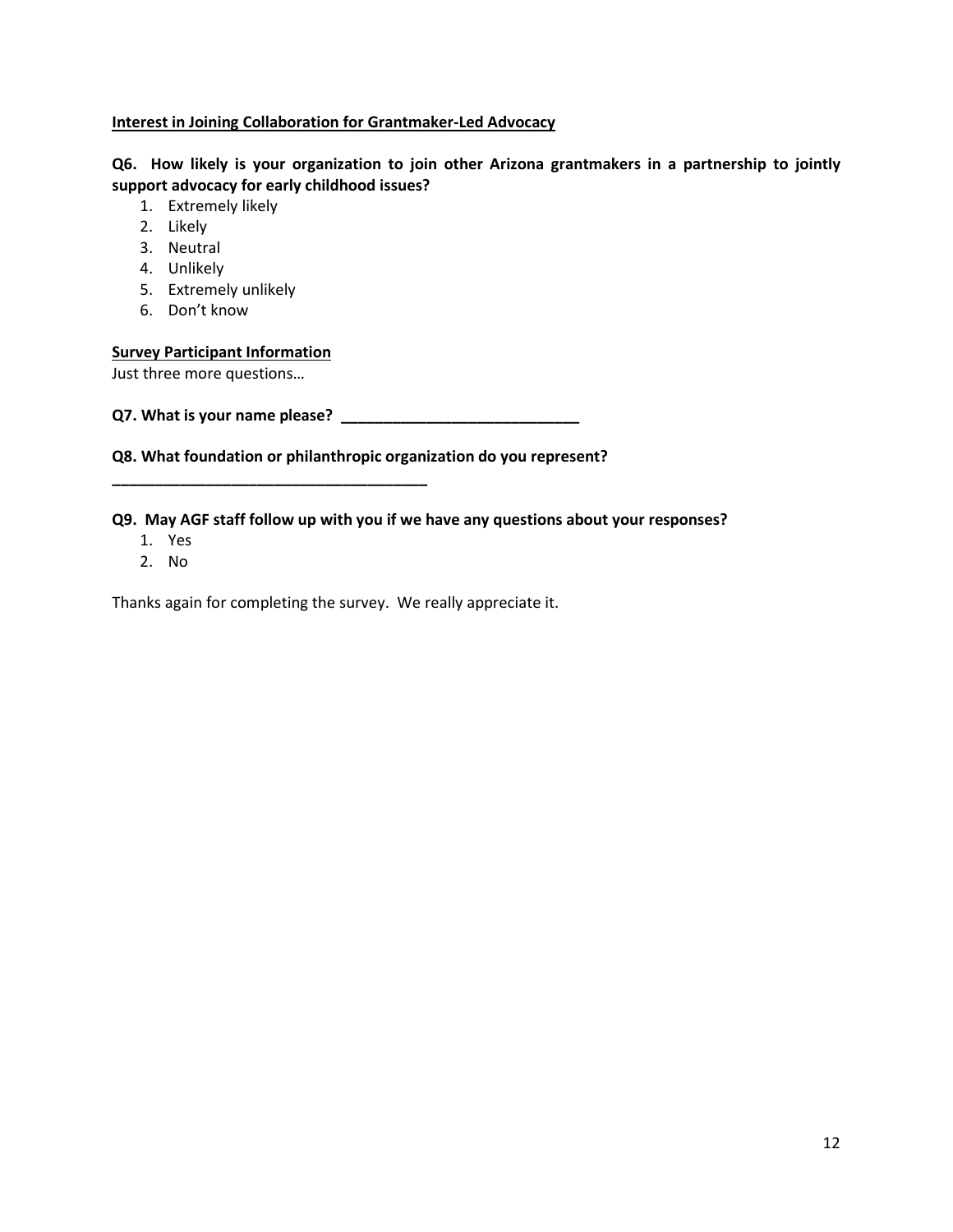**<u>Interest in Joining Collaboration for Grantmaker-Led Advocacy</u>**

**Q6. How likely is your organization to join other Arizona grantmakers in a partnership to jointly support advocacy for early childhood issues?**

1. Extremely likely
2. Likely
3. Neutral
4. Unlikely
5. Extremely unlikely
6. Don't know

**<u>Survey Participant Information</u>**

Just three more questions…

**Q7. What is your name please? ___________________________**

**Q8. What foundation or philanthropic organization do you represent?**

**___________________________________**

**Q9. May AGF staff follow up with you if we have any questions about your responses?**

1. Yes
2. No

Thanks again for completing the survey. We really appreciate it.